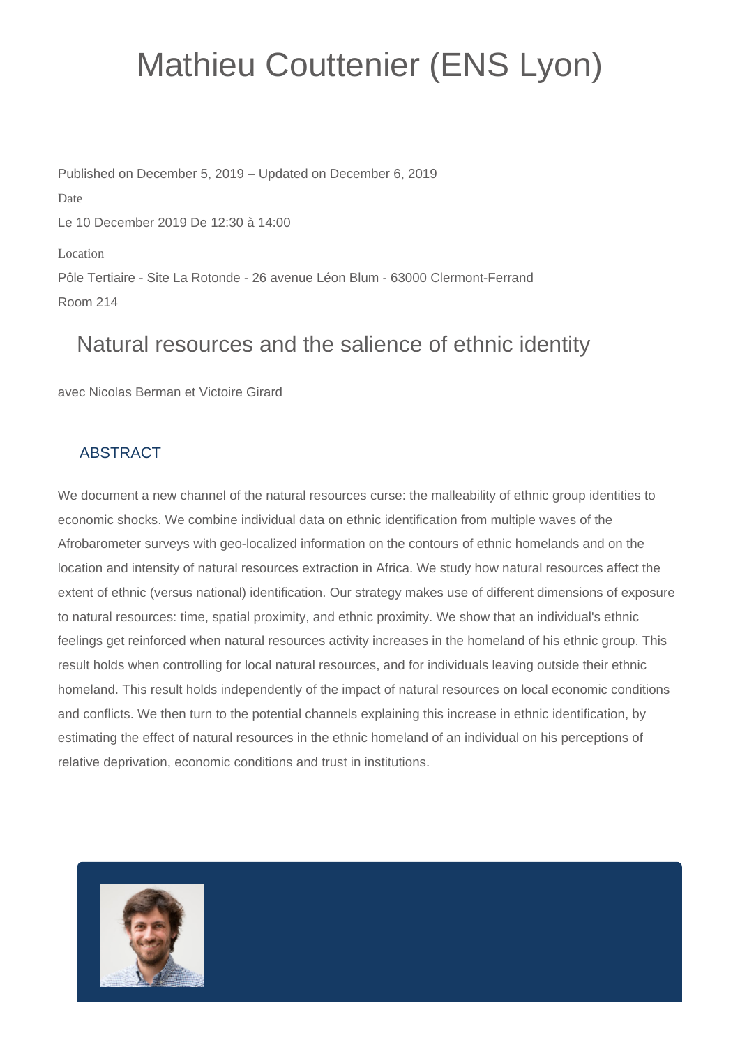# Mathieu Couttenier (ENS Lyon)

Published on December 5, 2019 – Updated on December 6, 2019

Date

Le 10 December 2019 De 12:30 à 14:00

Location

Pôle Tertiaire - Site La Rotonde - 26 avenue Léon Blum - 63000 Clermont-Ferrand

Room 214

## Natural resources and the salience of ethnic identity

avec Nicolas Berman et Victoire Girard

### ABSTRACT

We document a new channel of the natural resources curse: the malleability of ethnic group identities to economic shocks. We combine individual data on ethnic identification from multiple waves of the Afrobarometer surveys with geo-localized information on the contours of ethnic homelands and on the location and intensity of natural resources extraction in Africa. We study how natural resources affect the extent of ethnic (versus national) identification. Our strategy makes use of different dimensions of exposure to natural resources: time, spatial proximity, and ethnic proximity. We show that an individual's ethnic feelings get reinforced when natural resources activity increases in the homeland of his ethnic group. This result holds when controlling for local natural resources, and for individuals leaving outside their ethnic homeland. This result holds independently of the impact of natural resources on local economic conditions and conflicts. We then turn to the potential channels explaining this increase in ethnic identification, by estimating the effect of natural resources in the ethnic homeland of an individual on his perceptions of relative deprivation, economic conditions and trust in institutions.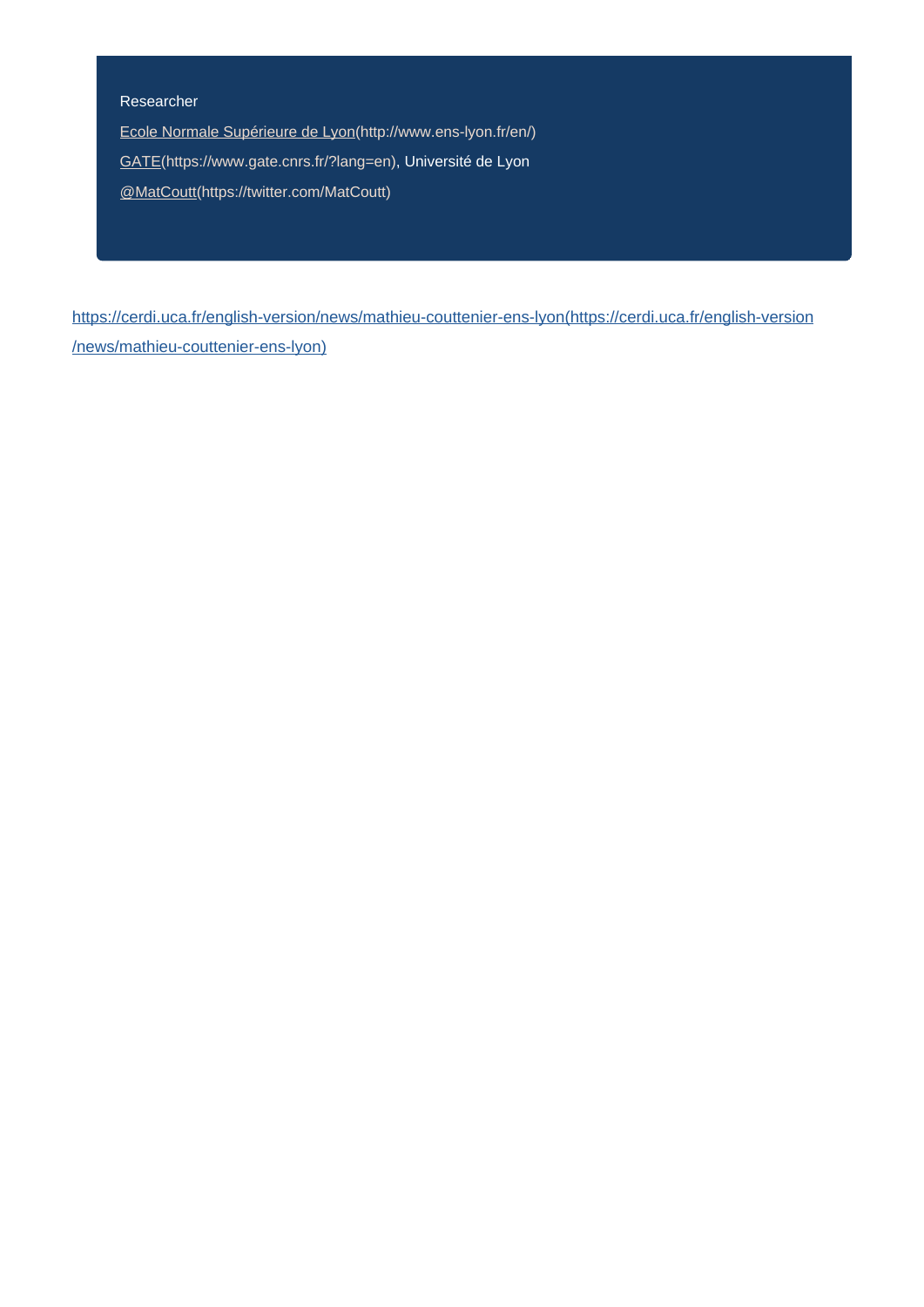Researcher

Ecole Normale Supérieure de Lyon(http://www.ens-lyon.fr/en/)

GATE(https://www.gate.cnrs.fr/?lang=en), Université de Lyon

@MatCoutt(https://twitter.com/MatCoutt)

https://cerdi.uca.fr/english-version/news/mathieu-couttenier-ens-lyon(https://cerdi.uca.fr/english-version/news/mathieu-couttenier-ens-lyon)